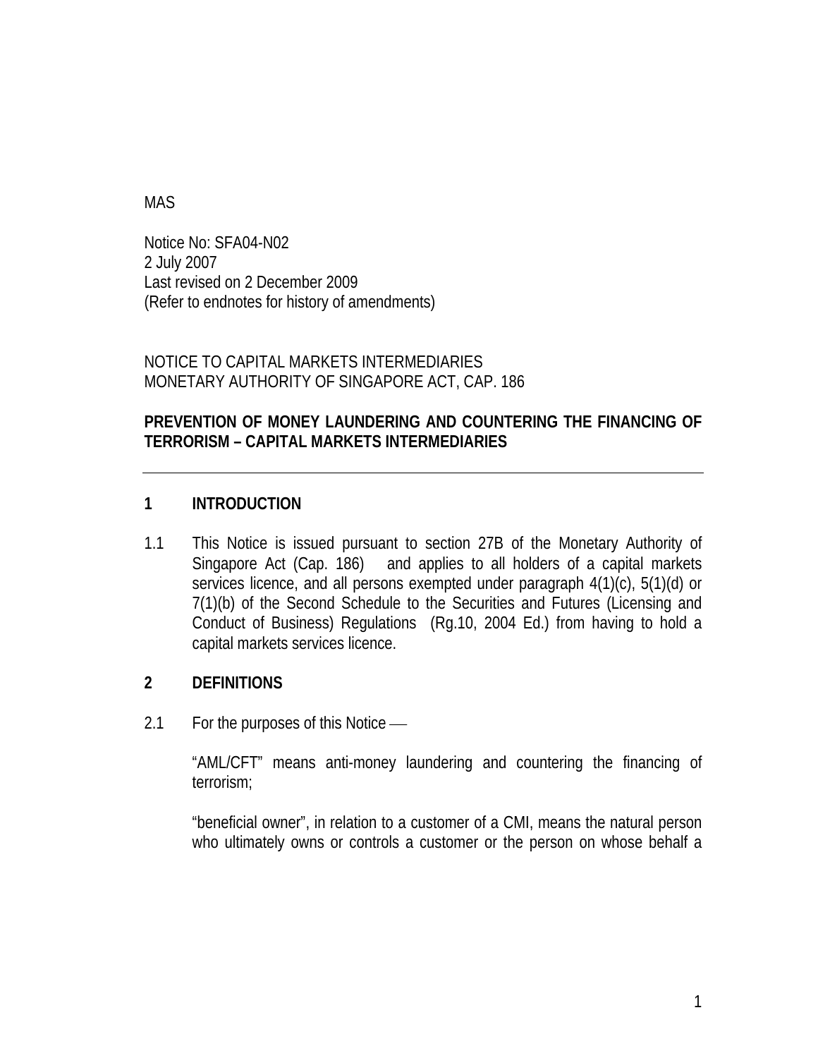MAS

Notice No: SFA04-N02
2 July 2007
Last revised on 2 December 2009
(Refer to endnotes for history of amendments)

NOTICE TO CAPITAL MARKETS INTERMEDIARIES
MONETARY AUTHORITY OF SINGAPORE ACT, CAP. 186

**PREVENTION OF MONEY LAUNDERING AND COUNTERING THE FINANCING OF TERRORISM – CAPITAL MARKETS INTERMEDIARIES**

---

## 1 INTRODUCTION

1.1 This Notice is issued pursuant to section 27B of the Monetary Authority of Singapore Act (Cap. 186) and applies to all holders of a capital markets services licence, and all persons exempted under paragraph 4(1)(c), 5(1)(d) or 7(1)(b) of the Second Schedule to the Securities and Futures (Licensing and Conduct of Business) Regulations (Rg.10, 2004 Ed.) from having to hold a capital markets services licence.

## 2 DEFINITIONS

2.1 For the purposes of this Notice —

"AML/CFT" means anti-money laundering and countering the financing of terrorism;

"beneficial owner", in relation to a customer of a CMI, means the natural person who ultimately owns or controls a customer or the person on whose behalf a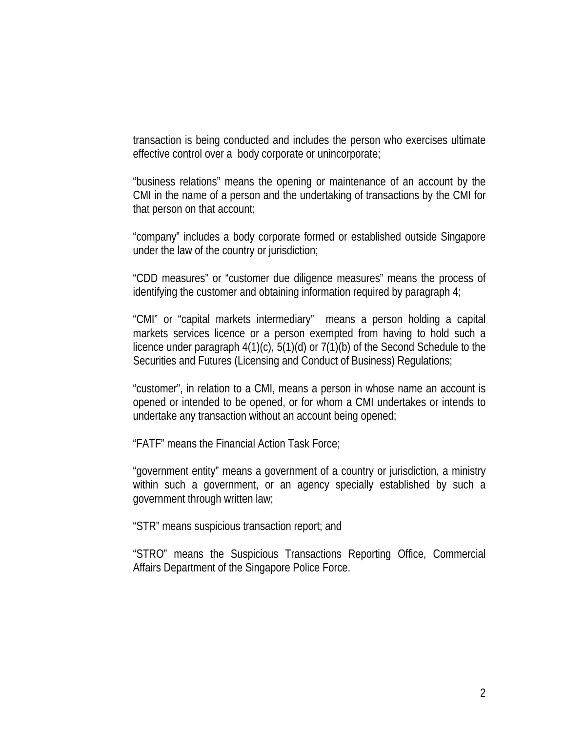transaction is being conducted and includes the person who exercises ultimate effective control over a body corporate or unincorporate;

"business relations" means the opening or maintenance of an account by the CMI in the name of a person and the undertaking of transactions by the CMI for that person on that account;

"company" includes a body corporate formed or established outside Singapore under the law of the country or jurisdiction;

"CDD measures" or "customer due diligence measures" means the process of identifying the customer and obtaining information required by paragraph 4;

"CMI" or "capital markets intermediary" means a person holding a capital markets services licence or a person exempted from having to hold such a licence under paragraph 4(1)(c), 5(1)(d) or 7(1)(b) of the Second Schedule to the Securities and Futures (Licensing and Conduct of Business) Regulations;

"customer", in relation to a CMI, means a person in whose name an account is opened or intended to be opened, or for whom a CMI undertakes or intends to undertake any transaction without an account being opened;

"FATF" means the Financial Action Task Force;

"government entity" means a government of a country or jurisdiction, a ministry within such a government, or an agency specially established by such a government through written law;

"STR" means suspicious transaction report; and

"STRO" means the Suspicious Transactions Reporting Office, Commercial Affairs Department of the Singapore Police Force.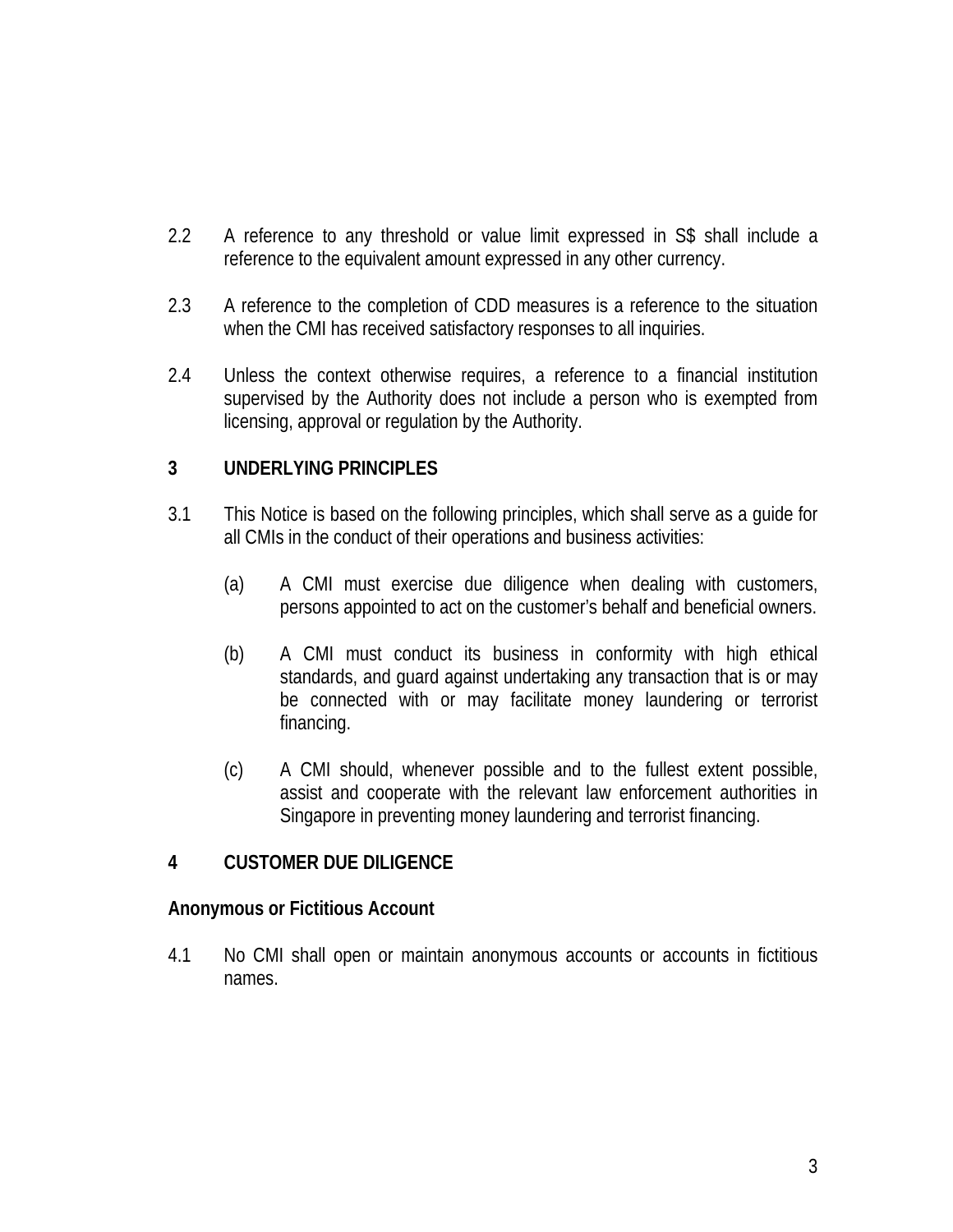2.2 A reference to any threshold or value limit expressed in S$ shall include a reference to the equivalent amount expressed in any other currency.

2.3 A reference to the completion of CDD measures is a reference to the situation when the CMI has received satisfactory responses to all inquiries.

2.4 Unless the context otherwise requires, a reference to a financial institution supervised by the Authority does not include a person who is exempted from licensing, approval or regulation by the Authority.

## 3 UNDERLYING PRINCIPLES

3.1 This Notice is based on the following principles, which shall serve as a guide for all CMIs in the conduct of their operations and business activities:

(a) A CMI must exercise due diligence when dealing with customers, persons appointed to act on the customer's behalf and beneficial owners.

(b) A CMI must conduct its business in conformity with high ethical standards, and guard against undertaking any transaction that is or may be connected with or may facilitate money laundering or terrorist financing.

(c) A CMI should, whenever possible and to the fullest extent possible, assist and cooperate with the relevant law enforcement authorities in Singapore in preventing money laundering and terrorist financing.

## 4 CUSTOMER DUE DILIGENCE

### Anonymous or Fictitious Account

4.1 No CMI shall open or maintain anonymous accounts or accounts in fictitious names.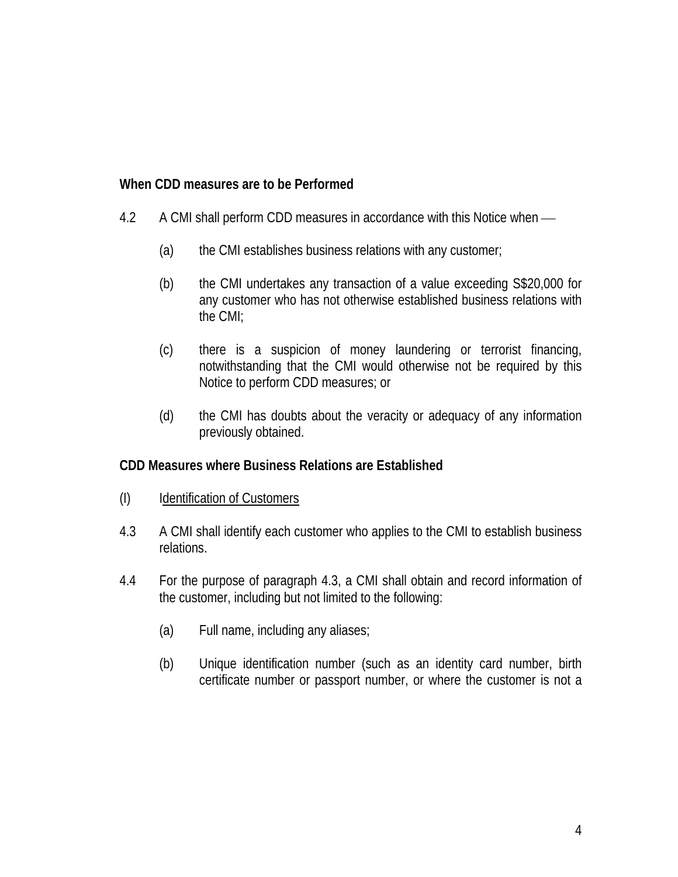**When CDD measures are to be Performed**

4.2 A CMI shall perform CDD measures in accordance with this Notice when —

(a) the CMI establishes business relations with any customer;

(b) the CMI undertakes any transaction of a value exceeding S$20,000 for any customer who has not otherwise established business relations with the CMI;

(c) there is a suspicion of money laundering or terrorist financing, notwithstanding that the CMI would otherwise not be required by this Notice to perform CDD measures; or

(d) the CMI has doubts about the veracity or adequacy of any information previously obtained.

**CDD Measures where Business Relations are Established**

(I) Identification of Customers

4.3 A CMI shall identify each customer who applies to the CMI to establish business relations.

4.4 For the purpose of paragraph 4.3, a CMI shall obtain and record information of the customer, including but not limited to the following:

(a) Full name, including any aliases;

(b) Unique identification number (such as an identity card number, birth certificate number or passport number, or where the customer is not a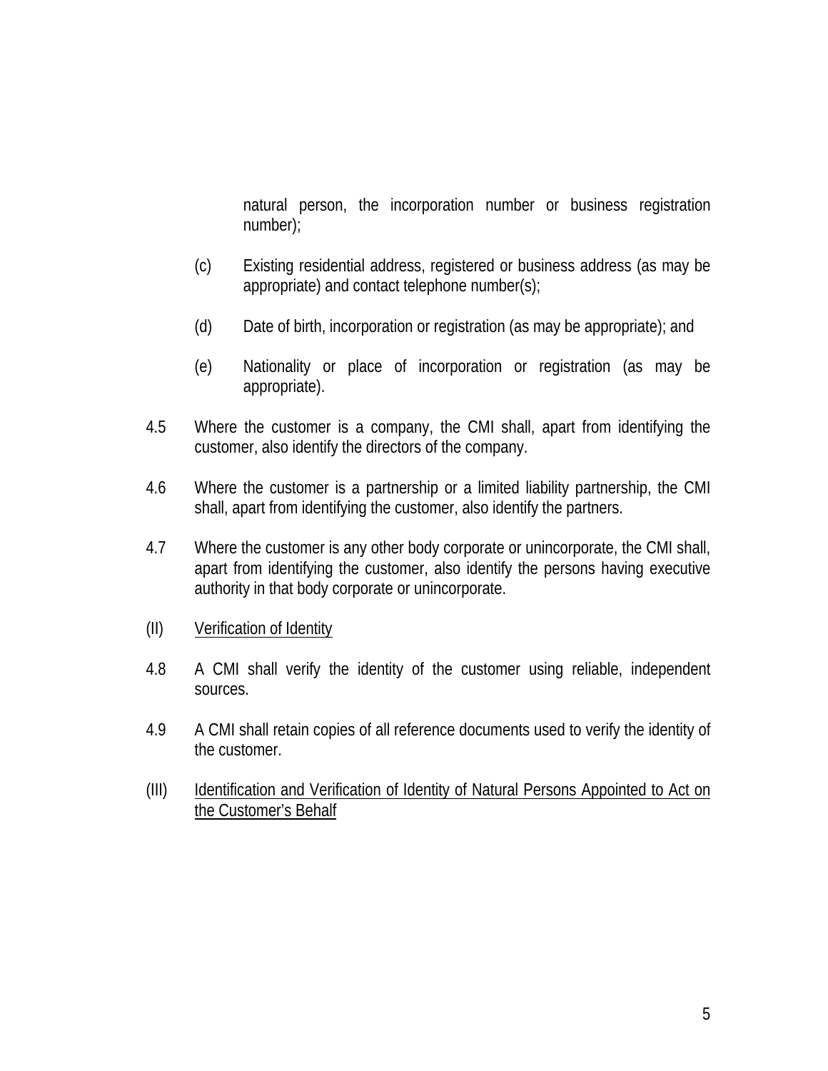natural person, the incorporation number or business registration number);

(c) Existing residential address, registered or business address (as may be appropriate) and contact telephone number(s);

(d) Date of birth, incorporation or registration (as may be appropriate); and

(e) Nationality or place of incorporation or registration (as may be appropriate).

4.5 Where the customer is a company, the CMI shall, apart from identifying the customer, also identify the directors of the company.

4.6 Where the customer is a partnership or a limited liability partnership, the CMI shall, apart from identifying the customer, also identify the partners.

4.7 Where the customer is any other body corporate or unincorporate, the CMI shall, apart from identifying the customer, also identify the persons having executive authority in that body corporate or unincorporate.

(II) <u>Verification of Identity</u>

4.8 A CMI shall verify the identity of the customer using reliable, independent sources.

4.9 A CMI shall retain copies of all reference documents used to verify the identity of the customer.

(III) <u>Identification and Verification of Identity of Natural Persons Appointed to Act on the Customer's Behalf</u>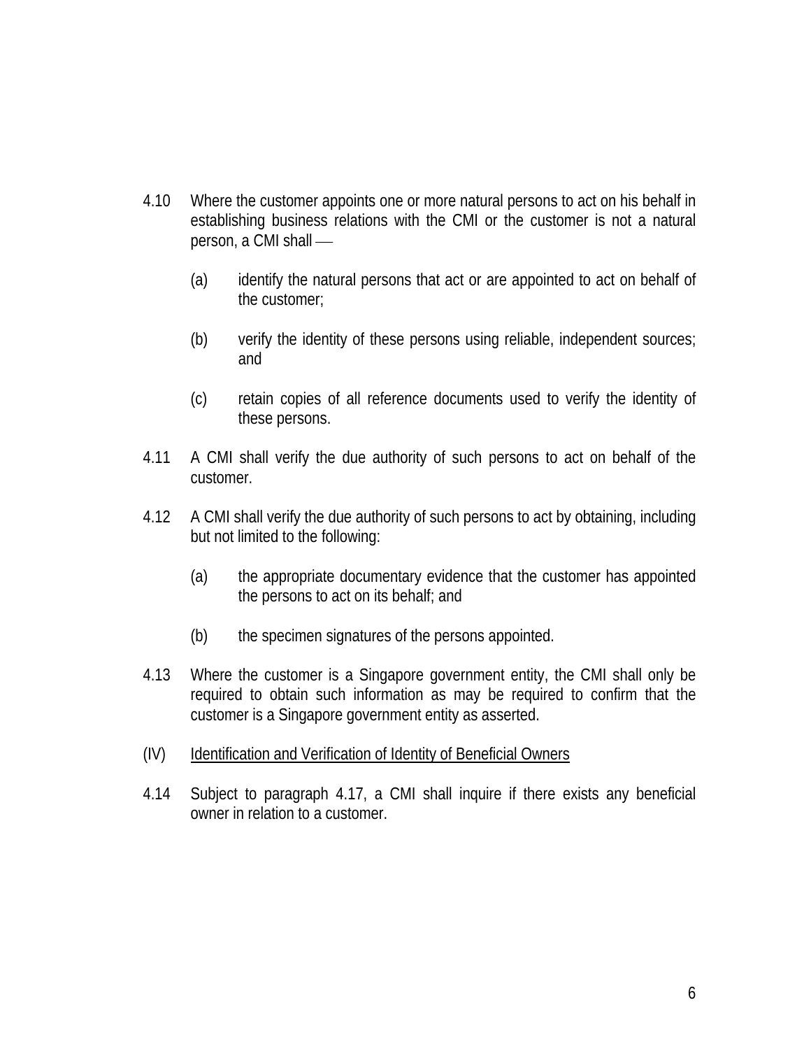4.10 Where the customer appoints one or more natural persons to act on his behalf in establishing business relations with the CMI or the customer is not a natural person, a CMI shall —

(a) identify the natural persons that act or are appointed to act on behalf of the customer;

(b) verify the identity of these persons using reliable, independent sources; and

(c) retain copies of all reference documents used to verify the identity of these persons.

4.11 A CMI shall verify the due authority of such persons to act on behalf of the customer.

4.12 A CMI shall verify the due authority of such persons to act by obtaining, including but not limited to the following:

(a) the appropriate documentary evidence that the customer has appointed the persons to act on its behalf; and

(b) the specimen signatures of the persons appointed.

4.13 Where the customer is a Singapore government entity, the CMI shall only be required to obtain such information as may be required to confirm that the customer is a Singapore government entity as asserted.

(IV) Identification and Verification of Identity of Beneficial Owners

4.14 Subject to paragraph 4.17, a CMI shall inquire if there exists any beneficial owner in relation to a customer.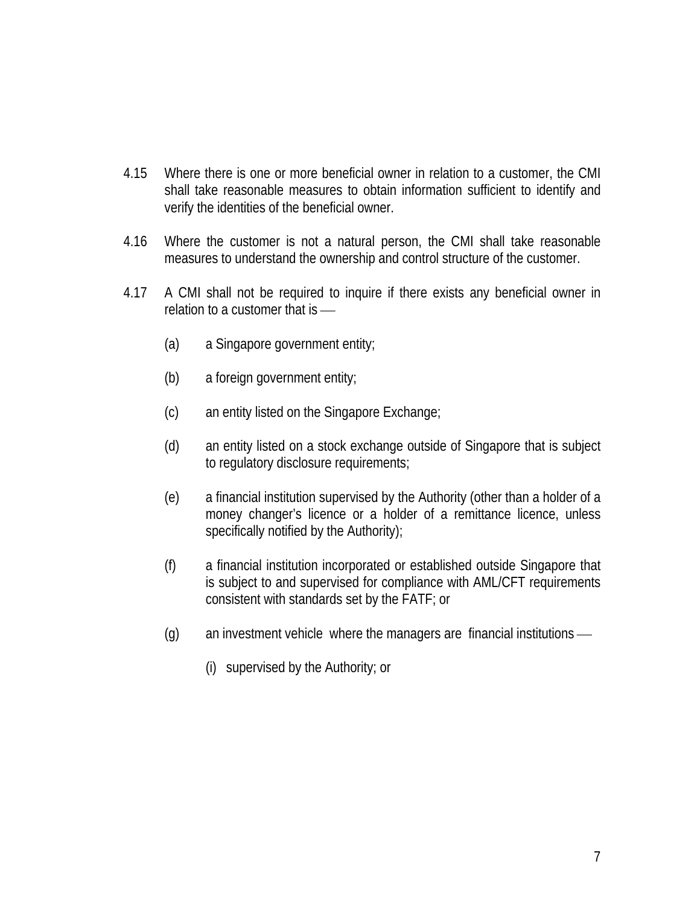4.15 Where there is one or more beneficial owner in relation to a customer, the CMI shall take reasonable measures to obtain information sufficient to identify and verify the identities of the beneficial owner.

4.16 Where the customer is not a natural person, the CMI shall take reasonable measures to understand the ownership and control structure of the customer.

4.17 A CMI shall not be required to inquire if there exists any beneficial owner in relation to a customer that is —

(a) a Singapore government entity;

(b) a foreign government entity;

(c) an entity listed on the Singapore Exchange;

(d) an entity listed on a stock exchange outside of Singapore that is subject to regulatory disclosure requirements;

(e) a financial institution supervised by the Authority (other than a holder of a money changer's licence or a holder of a remittance licence, unless specifically notified by the Authority);

(f) a financial institution incorporated or established outside Singapore that is subject to and supervised for compliance with AML/CFT requirements consistent with standards set by the FATF; or

(g) an investment vehicle where the managers are financial institutions —

(i) supervised by the Authority; or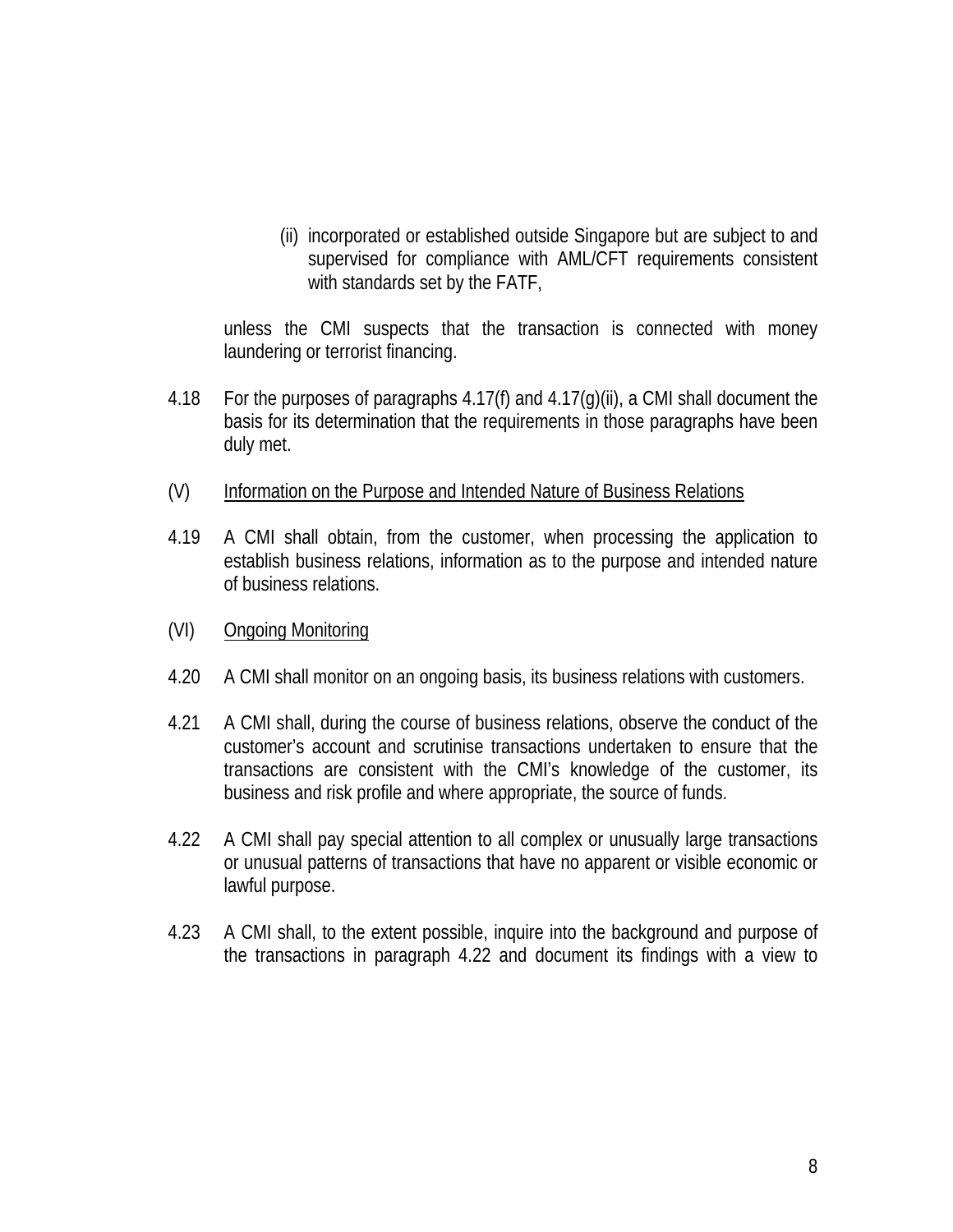(ii) incorporated or established outside Singapore but are subject to and supervised for compliance with AML/CFT requirements consistent with standards set by the FATF,

unless the CMI suspects that the transaction is connected with money laundering or terrorist financing.

4.18 For the purposes of paragraphs 4.17(f) and 4.17(g)(ii), a CMI shall document the basis for its determination that the requirements in those paragraphs have been duly met.

(V) Information on the Purpose and Intended Nature of Business Relations

4.19 A CMI shall obtain, from the customer, when processing the application to establish business relations, information as to the purpose and intended nature of business relations.

(VI) Ongoing Monitoring

4.20 A CMI shall monitor on an ongoing basis, its business relations with customers.

4.21 A CMI shall, during the course of business relations, observe the conduct of the customer's account and scrutinise transactions undertaken to ensure that the transactions are consistent with the CMI's knowledge of the customer, its business and risk profile and where appropriate, the source of funds.

4.22 A CMI shall pay special attention to all complex or unusually large transactions or unusual patterns of transactions that have no apparent or visible economic or lawful purpose.

4.23 A CMI shall, to the extent possible, inquire into the background and purpose of the transactions in paragraph 4.22 and document its findings with a view to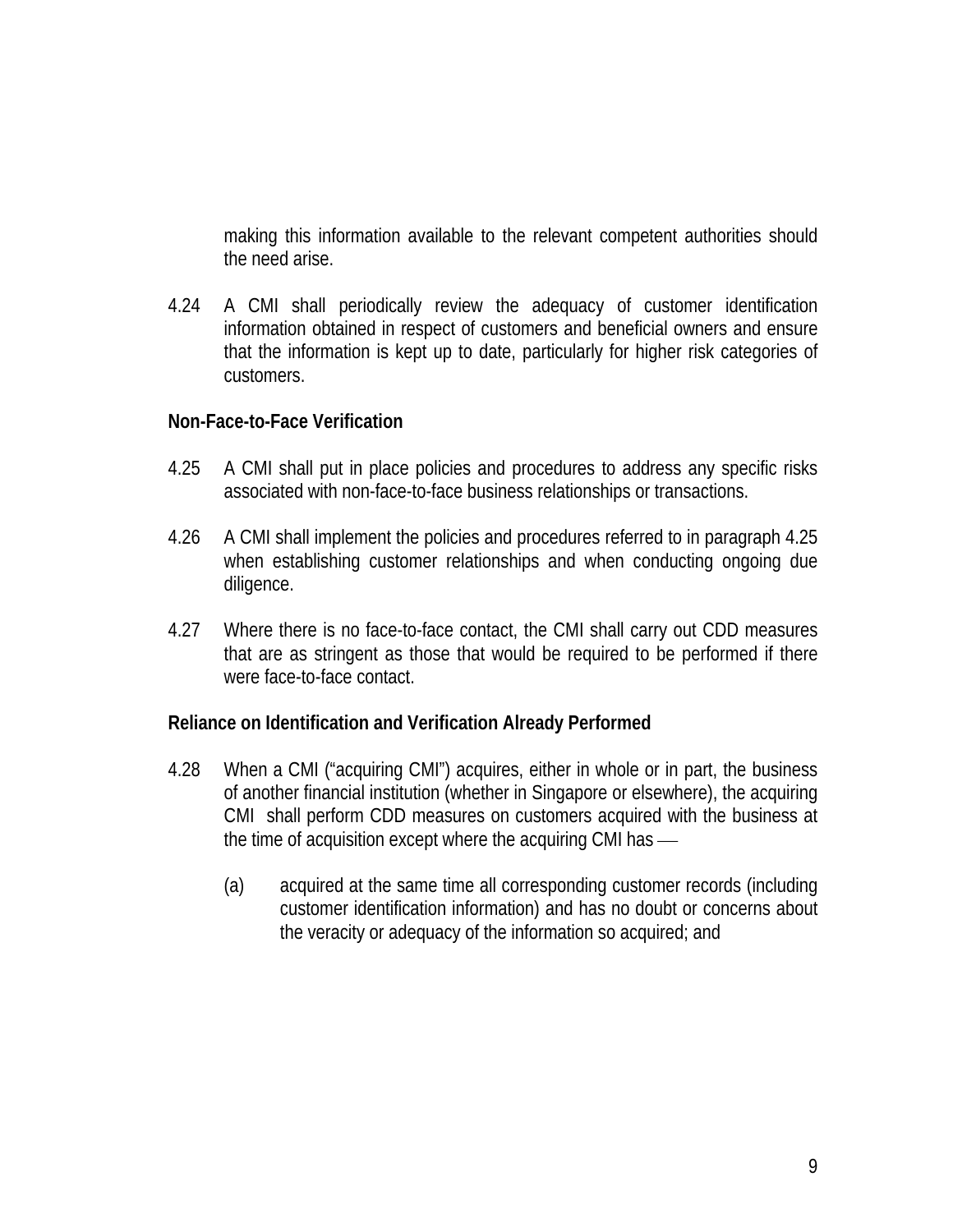making this information available to the relevant competent authorities should the need arise.

4.24 A CMI shall periodically review the adequacy of customer identification information obtained in respect of customers and beneficial owners and ensure that the information is kept up to date, particularly for higher risk categories of customers.

**Non-Face-to-Face Verification**

4.25 A CMI shall put in place policies and procedures to address any specific risks associated with non-face-to-face business relationships or transactions.

4.26 A CMI shall implement the policies and procedures referred to in paragraph 4.25 when establishing customer relationships and when conducting ongoing due diligence.

4.27 Where there is no face-to-face contact, the CMI shall carry out CDD measures that are as stringent as those that would be required to be performed if there were face-to-face contact.

**Reliance on Identification and Verification Already Performed**

4.28 When a CMI ("acquiring CMI") acquires, either in whole or in part, the business of another financial institution (whether in Singapore or elsewhere), the acquiring CMI shall perform CDD measures on customers acquired with the business at the time of acquisition except where the acquiring CMI has —

(a) acquired at the same time all corresponding customer records (including customer identification information) and has no doubt or concerns about the veracity or adequacy of the information so acquired; and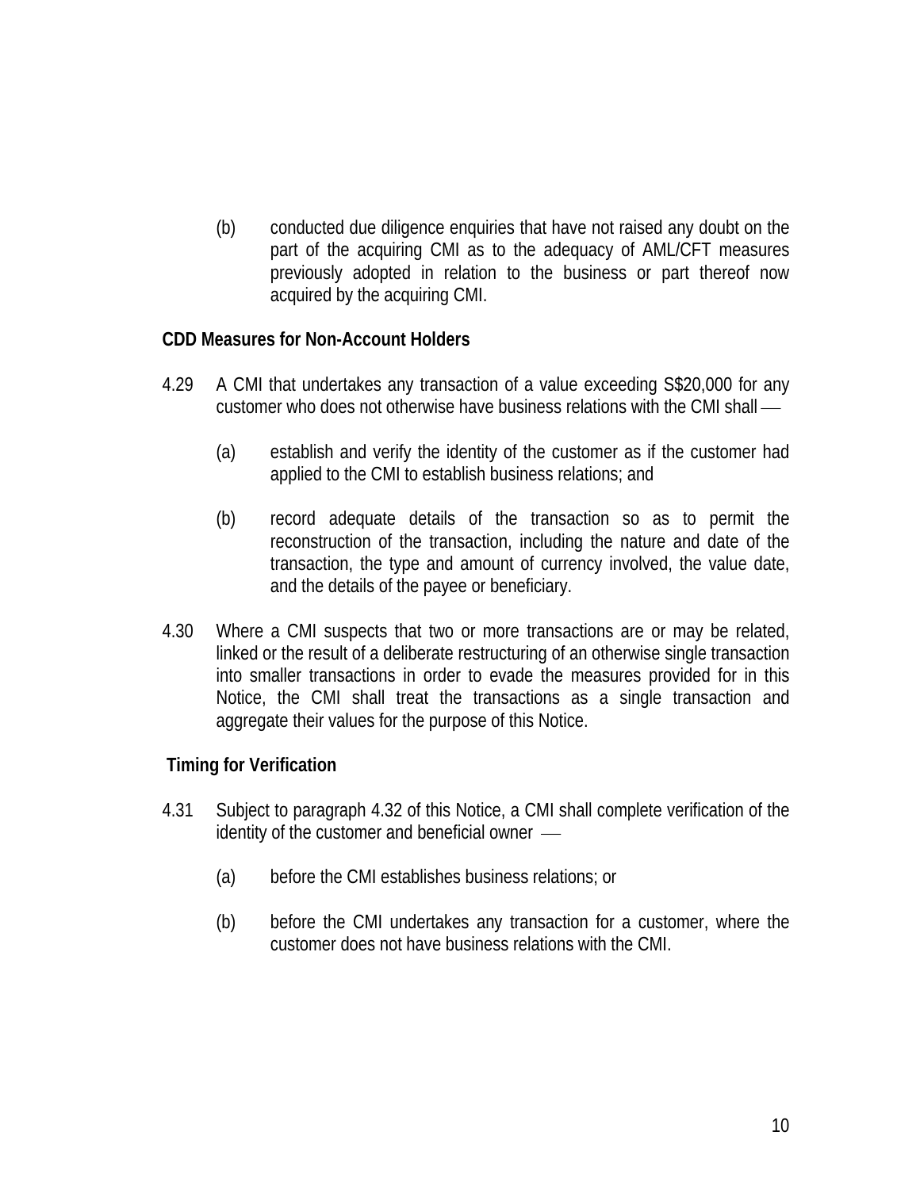(b) conducted due diligence enquiries that have not raised any doubt on the part of the acquiring CMI as to the adequacy of AML/CFT measures previously adopted in relation to the business or part thereof now acquired by the acquiring CMI.

**CDD Measures for Non-Account Holders**

4.29 A CMI that undertakes any transaction of a value exceeding S$20,000 for any customer who does not otherwise have business relations with the CMI shall —

(a) establish and verify the identity of the customer as if the customer had applied to the CMI to establish business relations; and

(b) record adequate details of the transaction so as to permit the reconstruction of the transaction, including the nature and date of the transaction, the type and amount of currency involved, the value date, and the details of the payee or beneficiary.

4.30 Where a CMI suspects that two or more transactions are or may be related, linked or the result of a deliberate restructuring of an otherwise single transaction into smaller transactions in order to evade the measures provided for in this Notice, the CMI shall treat the transactions as a single transaction and aggregate their values for the purpose of this Notice.

**Timing for Verification**

4.31 Subject to paragraph 4.32 of this Notice, a CMI shall complete verification of the identity of the customer and beneficial owner —

(a) before the CMI establishes business relations; or

(b) before the CMI undertakes any transaction for a customer, where the customer does not have business relations with the CMI.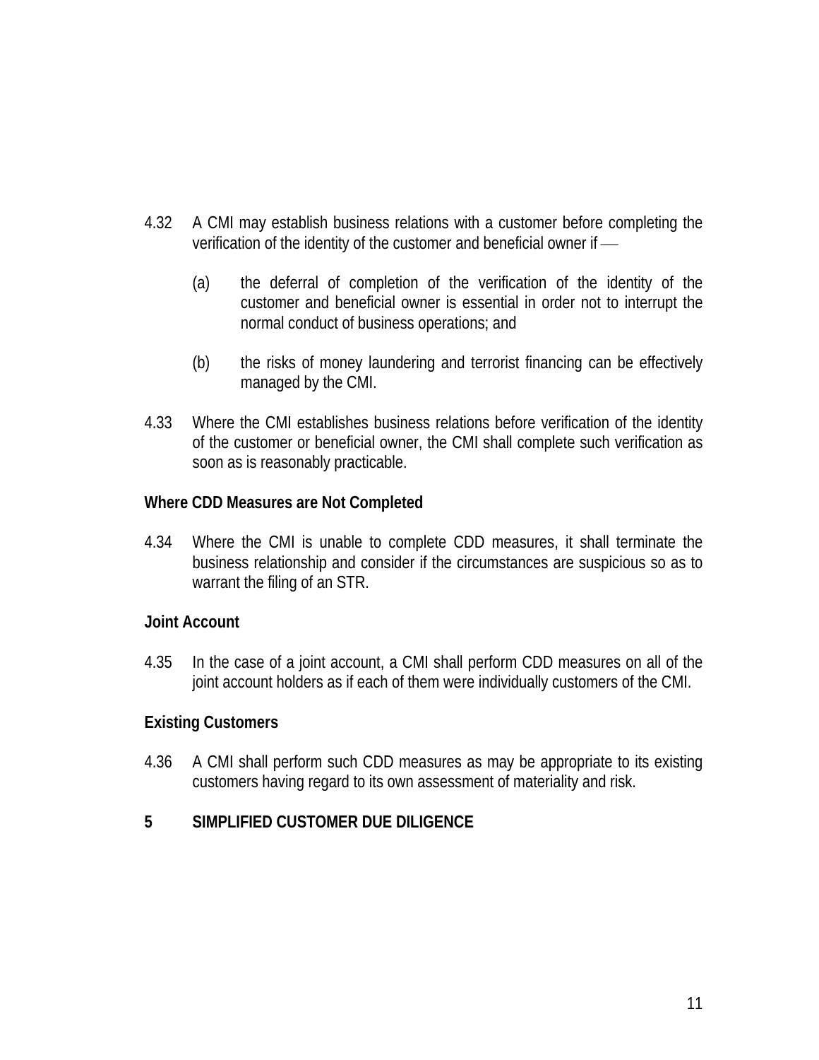4.32 A CMI may establish business relations with a customer before completing the verification of the identity of the customer and beneficial owner if —

(a) the deferral of completion of the verification of the identity of the customer and beneficial owner is essential in order not to interrupt the normal conduct of business operations; and

(b) the risks of money laundering and terrorist financing can be effectively managed by the CMI.

4.33 Where the CMI establishes business relations before verification of the identity of the customer or beneficial owner, the CMI shall complete such verification as soon as is reasonably practicable.

**Where CDD Measures are Not Completed**

4.34 Where the CMI is unable to complete CDD measures, it shall terminate the business relationship and consider if the circumstances are suspicious so as to warrant the filing of an STR.

**Joint Account**

4.35 In the case of a joint account, a CMI shall perform CDD measures on all of the joint account holders as if each of them were individually customers of the CMI.

**Existing Customers**

4.36 A CMI shall perform such CDD measures as may be appropriate to its existing customers having regard to its own assessment of materiality and risk.

## 5 SIMPLIFIED CUSTOMER DUE DILIGENCE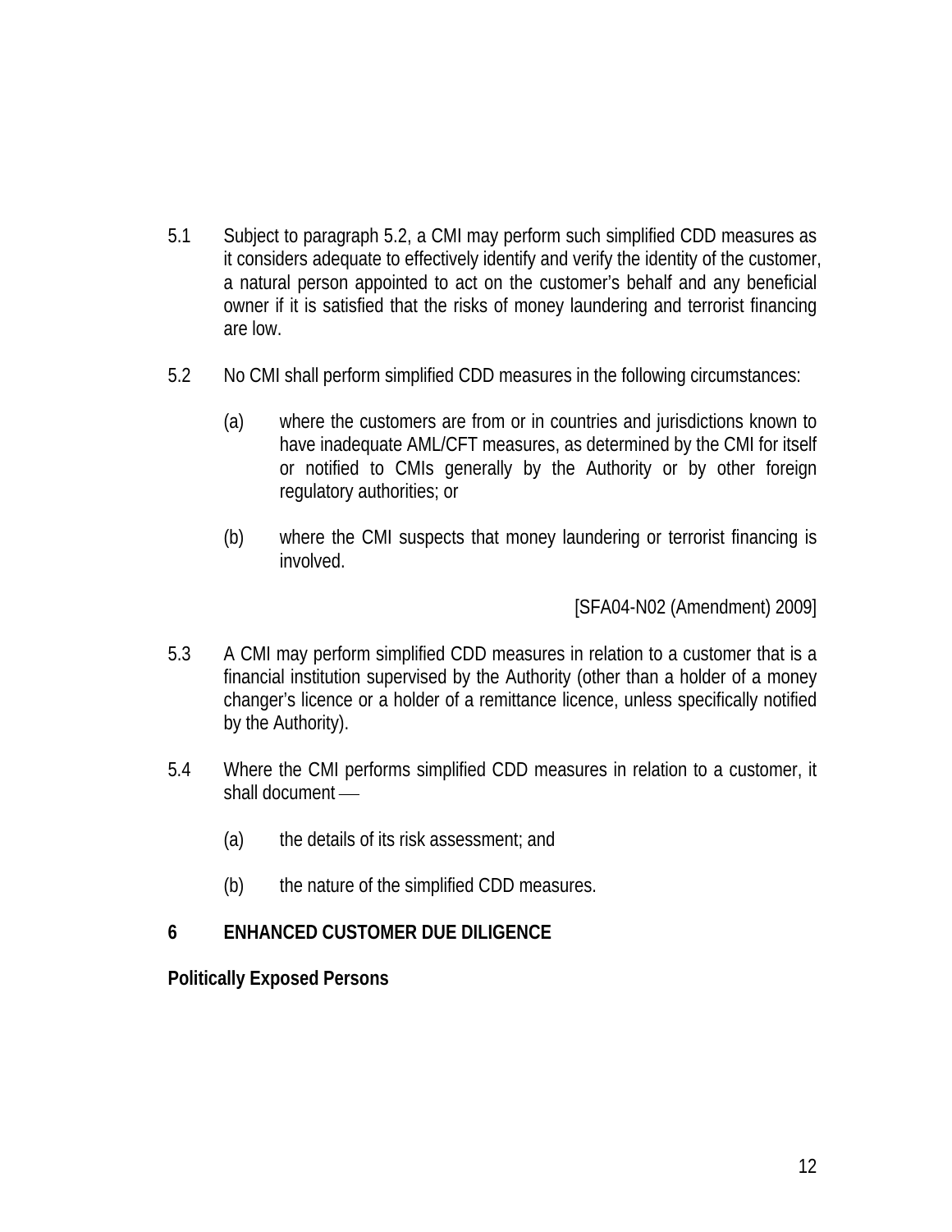5.1 Subject to paragraph 5.2, a CMI may perform such simplified CDD measures as it considers adequate to effectively identify and verify the identity of the customer, a natural person appointed to act on the customer's behalf and any beneficial owner if it is satisfied that the risks of money laundering and terrorist financing are low.

5.2 No CMI shall perform simplified CDD measures in the following circumstances:

(a) where the customers are from or in countries and jurisdictions known to have inadequate AML/CFT measures, as determined by the CMI for itself or notified to CMIs generally by the Authority or by other foreign regulatory authorities; or

(b) where the CMI suspects that money laundering or terrorist financing is involved.

[SFA04-N02 (Amendment) 2009]

5.3 A CMI may perform simplified CDD measures in relation to a customer that is a financial institution supervised by the Authority (other than a holder of a money changer's licence or a holder of a remittance licence, unless specifically notified by the Authority).

5.4 Where the CMI performs simplified CDD measures in relation to a customer, it shall document —

(a) the details of its risk assessment; and

(b) the nature of the simplified CDD measures.

## 6 ENHANCED CUSTOMER DUE DILIGENCE

**Politically Exposed Persons**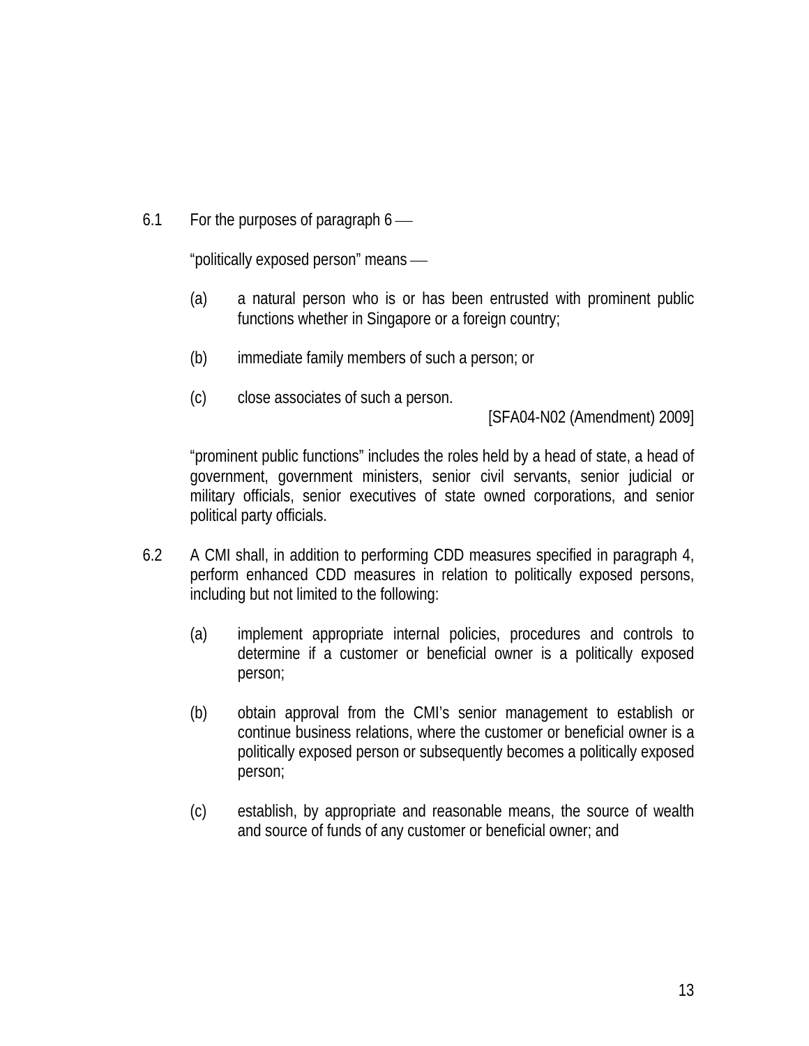6.1 For the purposes of paragraph 6 —

"politically exposed person" means —

(a) a natural person who is or has been entrusted with prominent public functions whether in Singapore or a foreign country;

(b) immediate family members of such a person; or

(c) close associates of such a person.

[SFA04-N02 (Amendment) 2009]

"prominent public functions" includes the roles held by a head of state, a head of government, government ministers, senior civil servants, senior judicial or military officials, senior executives of state owned corporations, and senior political party officials.

6.2 A CMI shall, in addition to performing CDD measures specified in paragraph 4, perform enhanced CDD measures in relation to politically exposed persons, including but not limited to the following:

(a) implement appropriate internal policies, procedures and controls to determine if a customer or beneficial owner is a politically exposed person;

(b) obtain approval from the CMI's senior management to establish or continue business relations, where the customer or beneficial owner is a politically exposed person or subsequently becomes a politically exposed person;

(c) establish, by appropriate and reasonable means, the source of wealth and source of funds of any customer or beneficial owner; and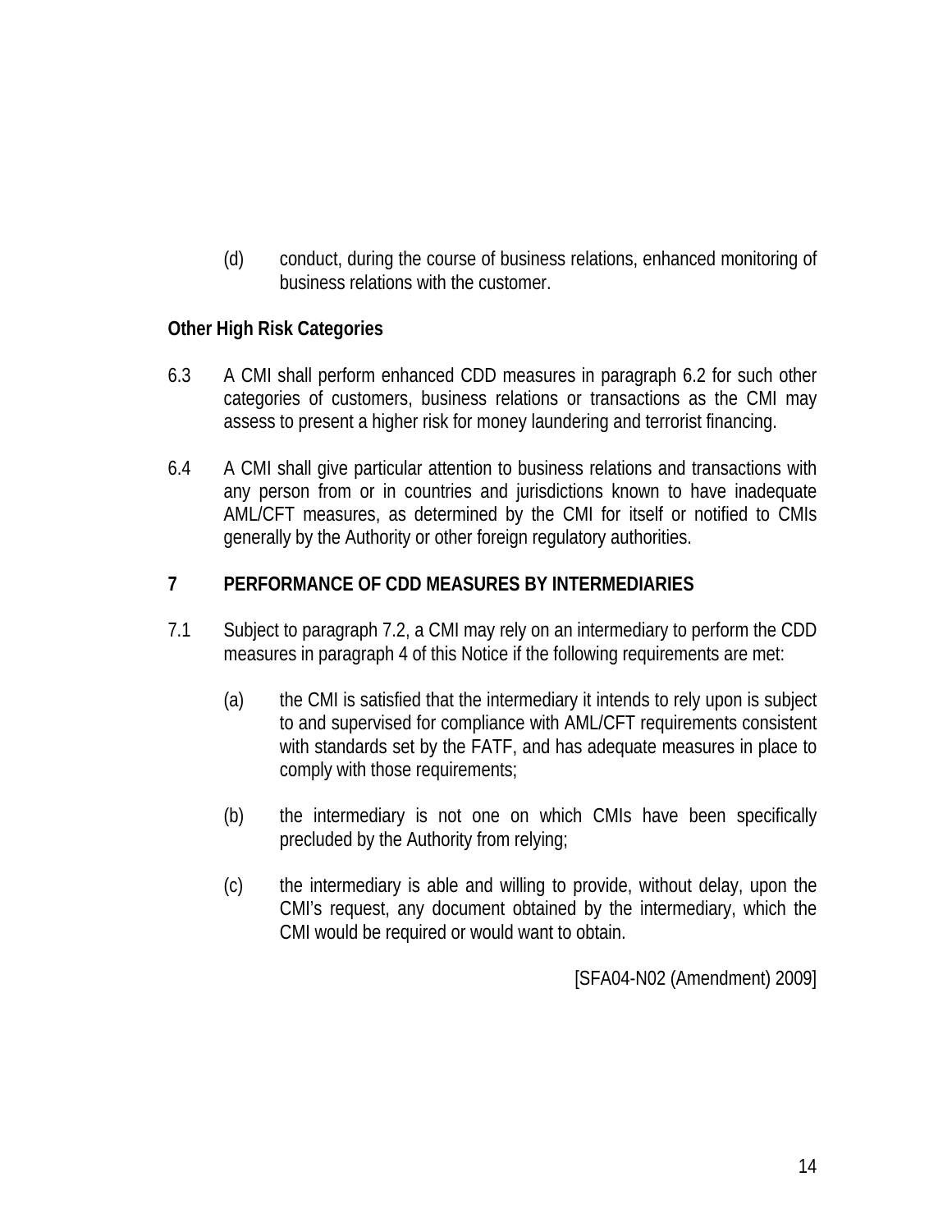(d) conduct, during the course of business relations, enhanced monitoring of business relations with the customer.

**Other High Risk Categories**

6.3 A CMI shall perform enhanced CDD measures in paragraph 6.2 for such other categories of customers, business relations or transactions as the CMI may assess to present a higher risk for money laundering and terrorist financing.

6.4 A CMI shall give particular attention to business relations and transactions with any person from or in countries and jurisdictions known to have inadequate AML/CFT measures, as determined by the CMI for itself or notified to CMIs generally by the Authority or other foreign regulatory authorities.

## 7 PERFORMANCE OF CDD MEASURES BY INTERMEDIARIES

7.1 Subject to paragraph 7.2, a CMI may rely on an intermediary to perform the CDD measures in paragraph 4 of this Notice if the following requirements are met:

(a) the CMI is satisfied that the intermediary it intends to rely upon is subject to and supervised for compliance with AML/CFT requirements consistent with standards set by the FATF, and has adequate measures in place to comply with those requirements;

(b) the intermediary is not one on which CMIs have been specifically precluded by the Authority from relying;

(c) the intermediary is able and willing to provide, without delay, upon the CMI's request, any document obtained by the intermediary, which the CMI would be required or would want to obtain.

[SFA04-N02 (Amendment) 2009]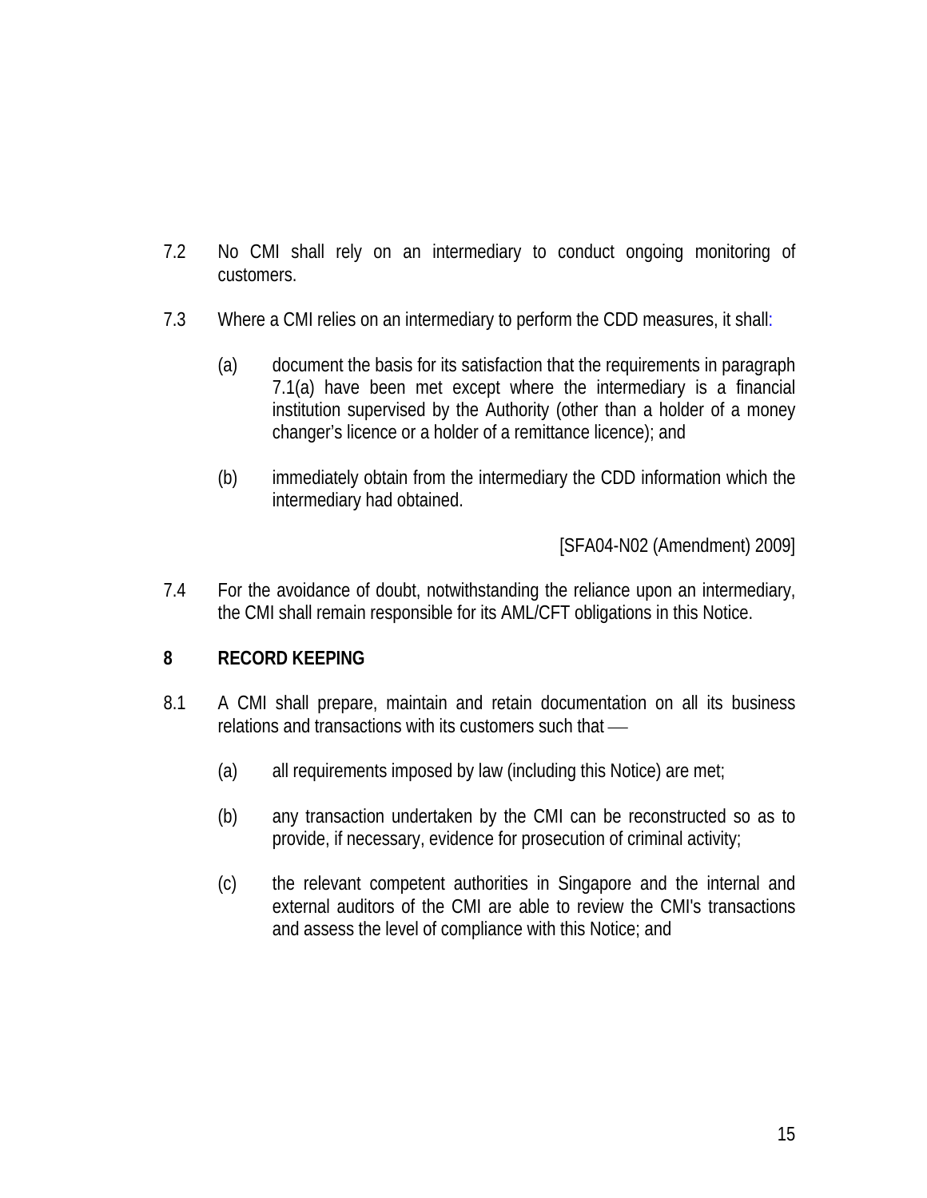7.2 No CMI shall rely on an intermediary to conduct ongoing monitoring of customers.

7.3 Where a CMI relies on an intermediary to perform the CDD measures, it shall:

(a) document the basis for its satisfaction that the requirements in paragraph 7.1(a) have been met except where the intermediary is a financial institution supervised by the Authority (other than a holder of a money changer's licence or a holder of a remittance licence); and

(b) immediately obtain from the intermediary the CDD information which the intermediary had obtained.

[SFA04-N02 (Amendment) 2009]

7.4 For the avoidance of doubt, notwithstanding the reliance upon an intermediary, the CMI shall remain responsible for its AML/CFT obligations in this Notice.

## 8 RECORD KEEPING

8.1 A CMI shall prepare, maintain and retain documentation on all its business relations and transactions with its customers such that —

(a) all requirements imposed by law (including this Notice) are met;

(b) any transaction undertaken by the CMI can be reconstructed so as to provide, if necessary, evidence for prosecution of criminal activity;

(c) the relevant competent authorities in Singapore and the internal and external auditors of the CMI are able to review the CMI's transactions and assess the level of compliance with this Notice; and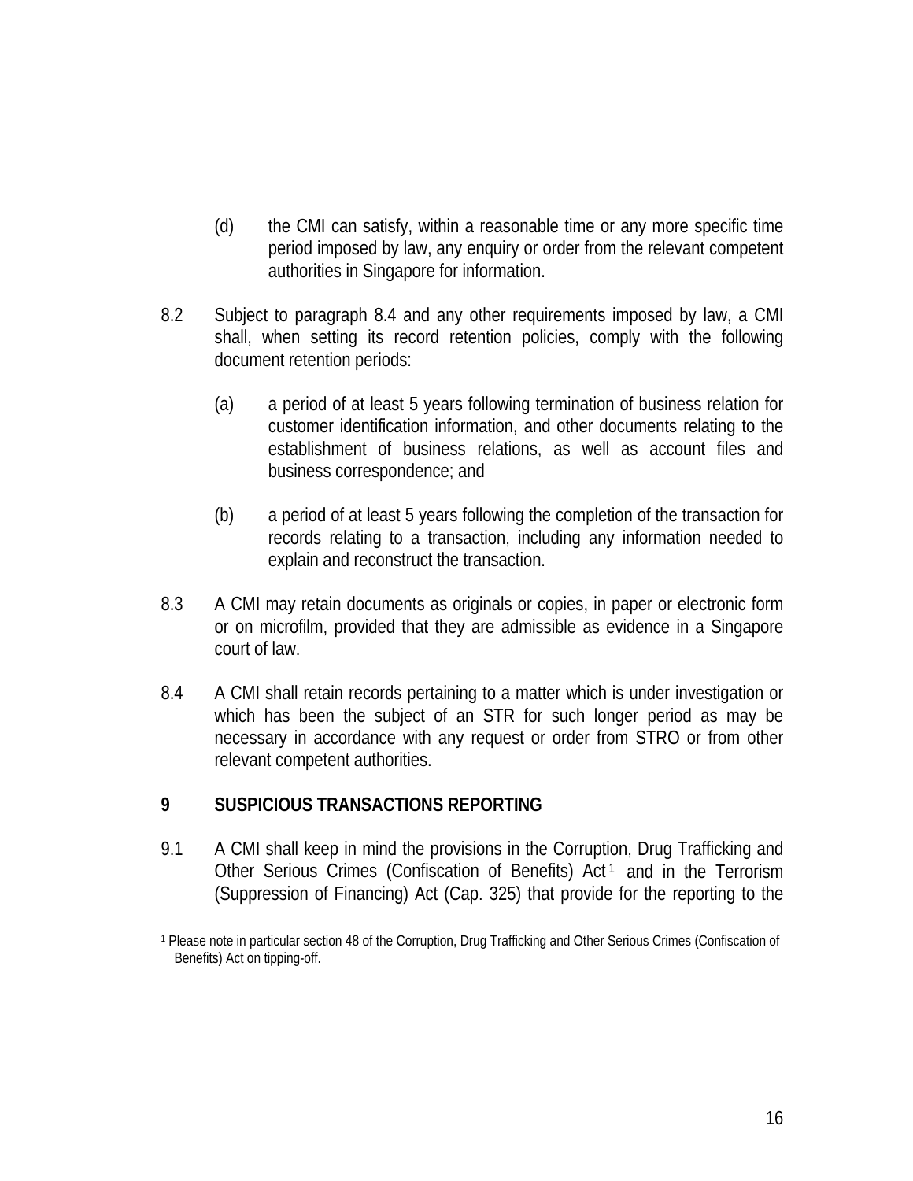(d) the CMI can satisfy, within a reasonable time or any more specific time period imposed by law, any enquiry or order from the relevant competent authorities in Singapore for information.

8.2 Subject to paragraph 8.4 and any other requirements imposed by law, a CMI shall, when setting its record retention policies, comply with the following document retention periods:

(a) a period of at least 5 years following termination of business relation for customer identification information, and other documents relating to the establishment of business relations, as well as account files and business correspondence; and

(b) a period of at least 5 years following the completion of the transaction for records relating to a transaction, including any information needed to explain and reconstruct the transaction.

8.3 A CMI may retain documents as originals or copies, in paper or electronic form or on microfilm, provided that they are admissible as evidence in a Singapore court of law.

8.4 A CMI shall retain records pertaining to a matter which is under investigation or which has been the subject of an STR for such longer period as may be necessary in accordance with any request or order from STRO or from other relevant competent authorities.

## 9 SUSPICIOUS TRANSACTIONS REPORTING

9.1 A CMI shall keep in mind the provisions in the Corruption, Drug Trafficking and Other Serious Crimes (Confiscation of Benefits) Act[1] and in the Terrorism (Suppression of Financing) Act (Cap. 325) that provide for the reporting to the

[1] Please note in particular section 48 of the Corruption, Drug Trafficking and Other Serious Crimes (Confiscation of Benefits) Act on tipping-off.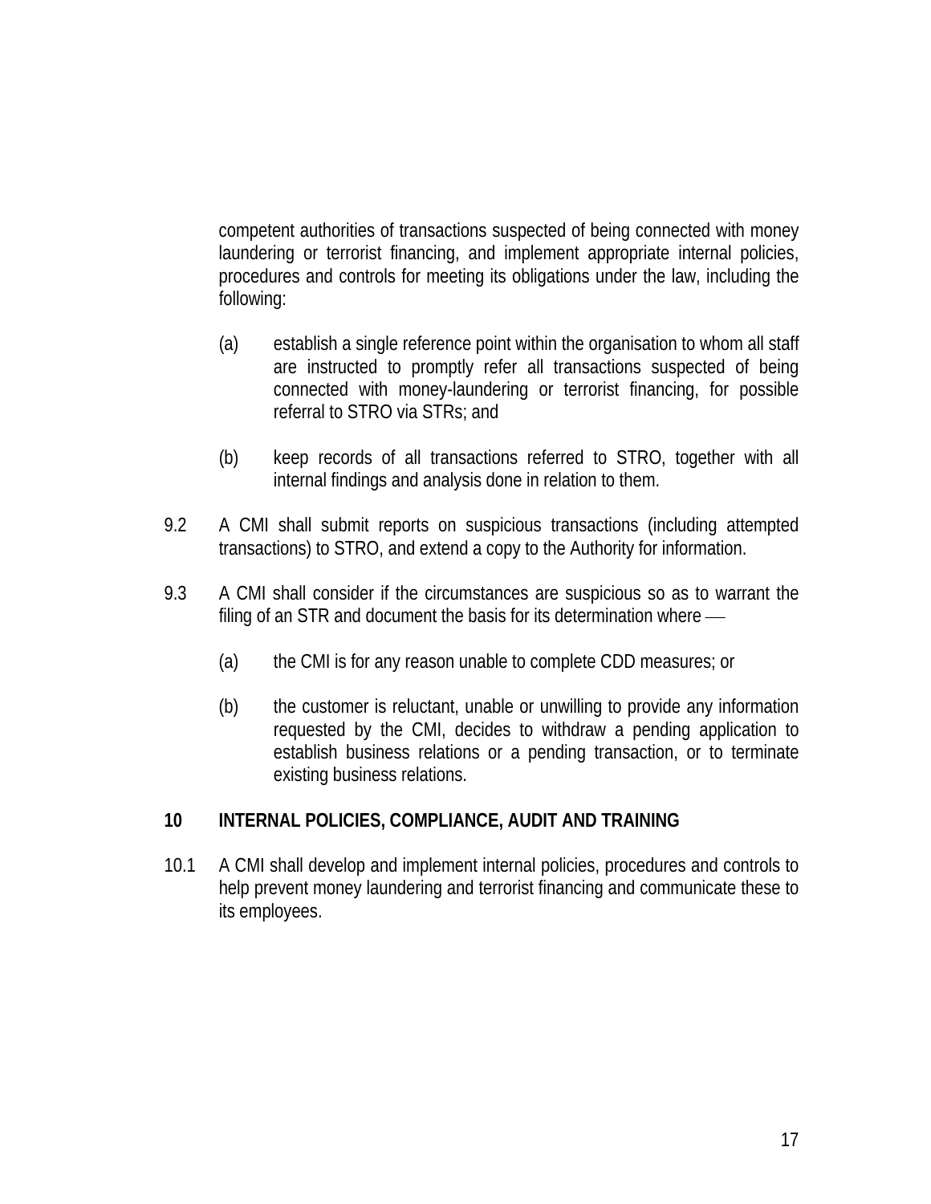competent authorities of transactions suspected of being connected with money laundering or terrorist financing, and implement appropriate internal policies, procedures and controls for meeting its obligations under the law, including the following:

(a) establish a single reference point within the organisation to whom all staff are instructed to promptly refer all transactions suspected of being connected with money-laundering or terrorist financing, for possible referral to STRO via STRs; and

(b) keep records of all transactions referred to STRO, together with all internal findings and analysis done in relation to them.

9.2 A CMI shall submit reports on suspicious transactions (including attempted transactions) to STRO, and extend a copy to the Authority for information.

9.3 A CMI shall consider if the circumstances are suspicious so as to warrant the filing of an STR and document the basis for its determination where —

(a) the CMI is for any reason unable to complete CDD measures; or

(b) the customer is reluctant, unable or unwilling to provide any information requested by the CMI, decides to withdraw a pending application to establish business relations or a pending transaction, or to terminate existing business relations.

## 10 INTERNAL POLICIES, COMPLIANCE, AUDIT AND TRAINING

10.1 A CMI shall develop and implement internal policies, procedures and controls to help prevent money laundering and terrorist financing and communicate these to its employees.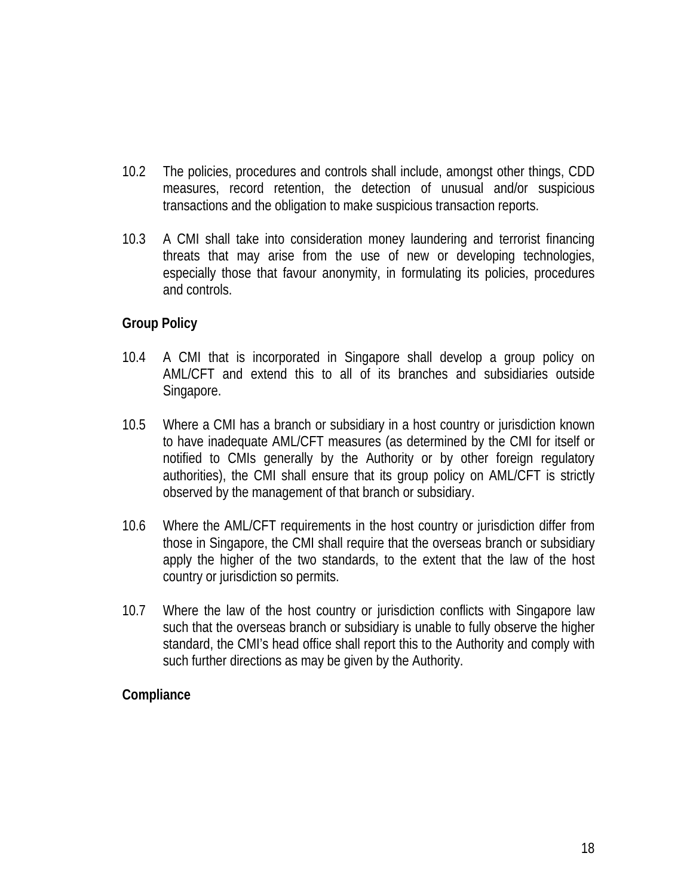10.2 The policies, procedures and controls shall include, amongst other things, CDD measures, record retention, the detection of unusual and/or suspicious transactions and the obligation to make suspicious transaction reports.

10.3 A CMI shall take into consideration money laundering and terrorist financing threats that may arise from the use of new or developing technologies, especially those that favour anonymity, in formulating its policies, procedures and controls.

**Group Policy**

10.4 A CMI that is incorporated in Singapore shall develop a group policy on AML/CFT and extend this to all of its branches and subsidiaries outside Singapore.

10.5 Where a CMI has a branch or subsidiary in a host country or jurisdiction known to have inadequate AML/CFT measures (as determined by the CMI for itself or notified to CMIs generally by the Authority or by other foreign regulatory authorities), the CMI shall ensure that its group policy on AML/CFT is strictly observed by the management of that branch or subsidiary.

10.6 Where the AML/CFT requirements in the host country or jurisdiction differ from those in Singapore, the CMI shall require that the overseas branch or subsidiary apply the higher of the two standards, to the extent that the law of the host country or jurisdiction so permits.

10.7 Where the law of the host country or jurisdiction conflicts with Singapore law such that the overseas branch or subsidiary is unable to fully observe the higher standard, the CMI's head office shall report this to the Authority and comply with such further directions as may be given by the Authority.

**Compliance**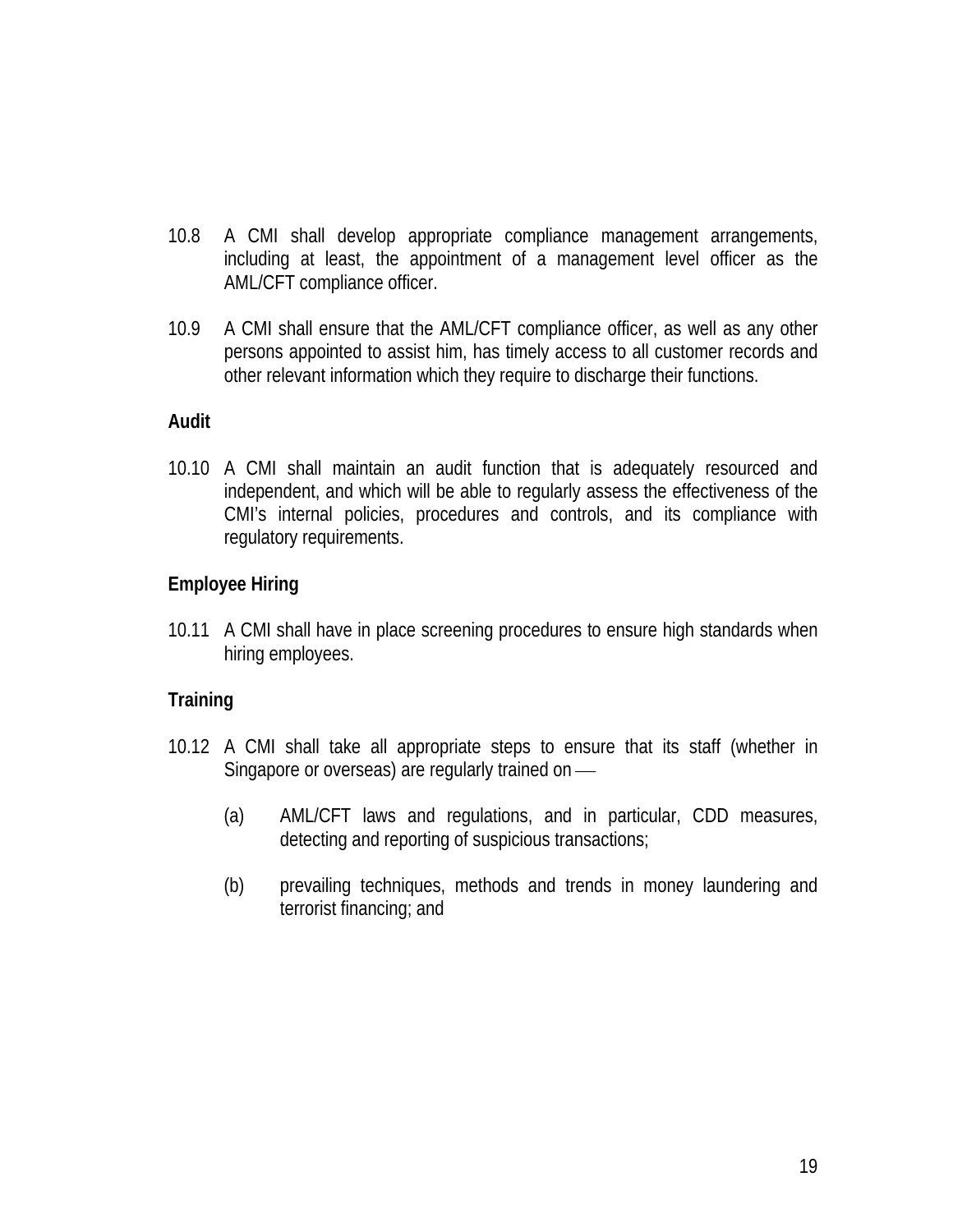10.8 A CMI shall develop appropriate compliance management arrangements, including at least, the appointment of a management level officer as the AML/CFT compliance officer.

10.9 A CMI shall ensure that the AML/CFT compliance officer, as well as any other persons appointed to assist him, has timely access to all customer records and other relevant information which they require to discharge their functions.

**Audit**

10.10 A CMI shall maintain an audit function that is adequately resourced and independent, and which will be able to regularly assess the effectiveness of the CMI's internal policies, procedures and controls, and its compliance with regulatory requirements.

**Employee Hiring**

10.11 A CMI shall have in place screening procedures to ensure high standards when hiring employees.

**Training**

10.12 A CMI shall take all appropriate steps to ensure that its staff (whether in Singapore or overseas) are regularly trained on —

(a) AML/CFT laws and regulations, and in particular, CDD measures, detecting and reporting of suspicious transactions;

(b) prevailing techniques, methods and trends in money laundering and terrorist financing; and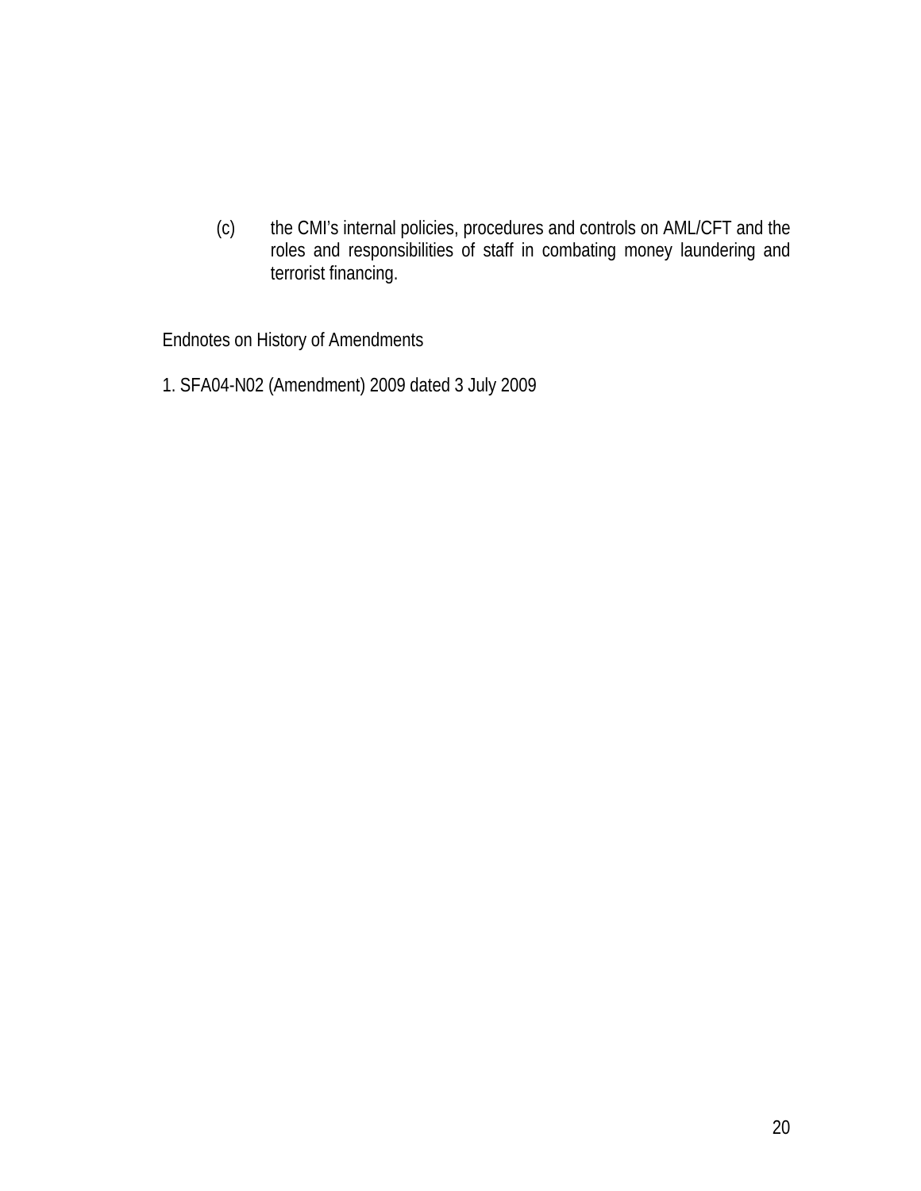(c) the CMI's internal policies, procedures and controls on AML/CFT and the roles and responsibilities of staff in combating money laundering and terrorist financing.

Endnotes on History of Amendments

1. SFA04-N02 (Amendment) 2009 dated 3 July 2009